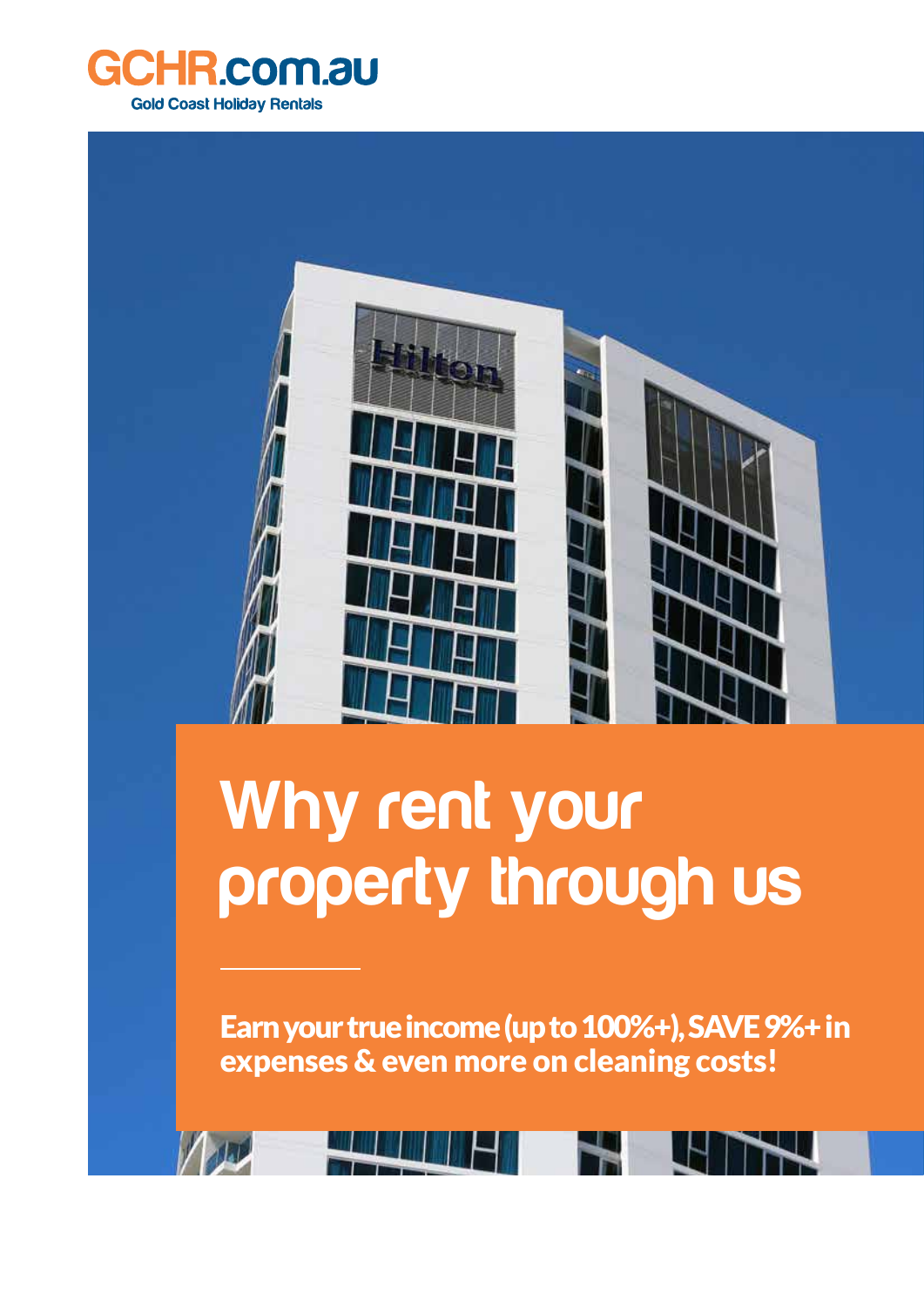GCHR.com.au

Gold Coast Holiday Rentals

# Why rent your property through us

**Earn your true income (up to 100%+), SAVE 9%+ in expenses & even more on cleaning costs!**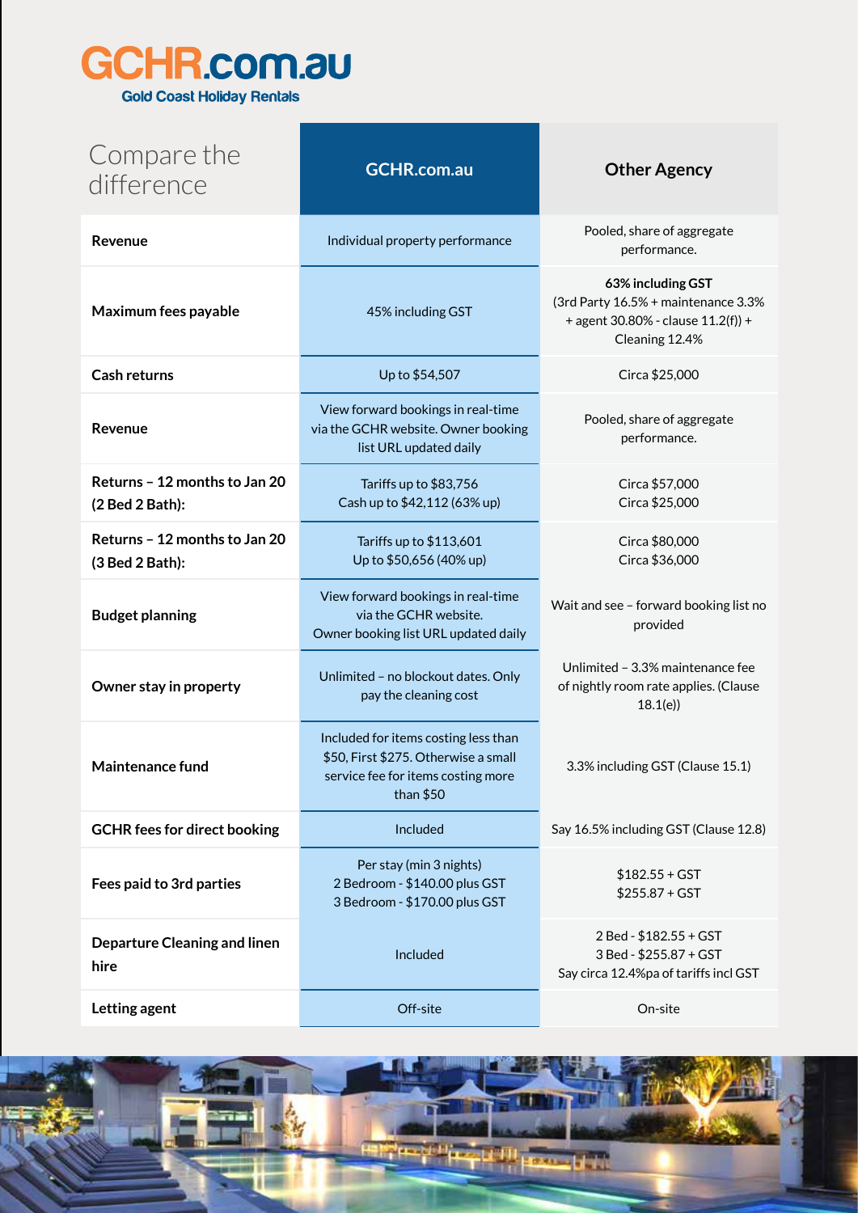# GCHR.com.au

Gold Coast Holiday Rentals

| Compare the difference | GCHR.com.au | Other Agency |
|---|---|---|
| **Revenue** | Individual property performance | Pooled, share of aggregate performance. |
| **Maximum fees payable** | 45% including GST | **63% including GST** (3rd Party 16.5% + maintenance 3.3% + agent 30.80% - clause 11.2(f)) + Cleaning 12.4% |
| **Cash returns** | Up to $54,507 | Circa $25,000 |
| **Revenue** | View forward bookings in real-time via the GCHR website. Owner booking list URL updated daily | Pooled, share of aggregate performance. |
| **Returns – 12 months to Jan 20 (2 Bed 2 Bath):** | Tariffs up to $83,756<br>Cash up to $42,112 (63% up) | Circa $57,000<br>Circa $25,000 |
| **Returns – 12 months to Jan 20 (3 Bed 2 Bath):** | Tariffs up to $113,601<br>Up to $50,656 (40% up) | Circa $80,000<br>Circa $36,000 |
| **Budget planning** | View forward bookings in real-time via the GCHR website.<br>Owner booking list URL updated daily | Wait and see – forward booking list no provided |
| **Owner stay in property** | Unlimited – no blockout dates. Only pay the cleaning cost | Unlimited – 3.3% maintenance fee of nightly room rate applies. (Clause 18.1(e)) |
| **Maintenance fund** | Included for items costing less than $50, First $275. Otherwise a small service fee for items costing more than $50 | 3.3% including GST (Clause 15.1) |
| **GCHR fees for direct booking** | Included | Say 16.5% including GST (Clause 12.8) |
| **Fees paid to 3rd parties** | Per stay (min 3 nights)<br>2 Bedroom - $140.00 plus GST<br>3 Bedroom - $170.00 plus GST | $182.55 + GST<br>$255.87 + GST |
| **Departure Cleaning and linen hire** | Included | 2 Bed - $182.55 + GST<br>3 Bed - $255.87 + GST<br>Say circa 12.4%pa of tariffs incl GST |
| **Letting agent** | Off-site | On-site |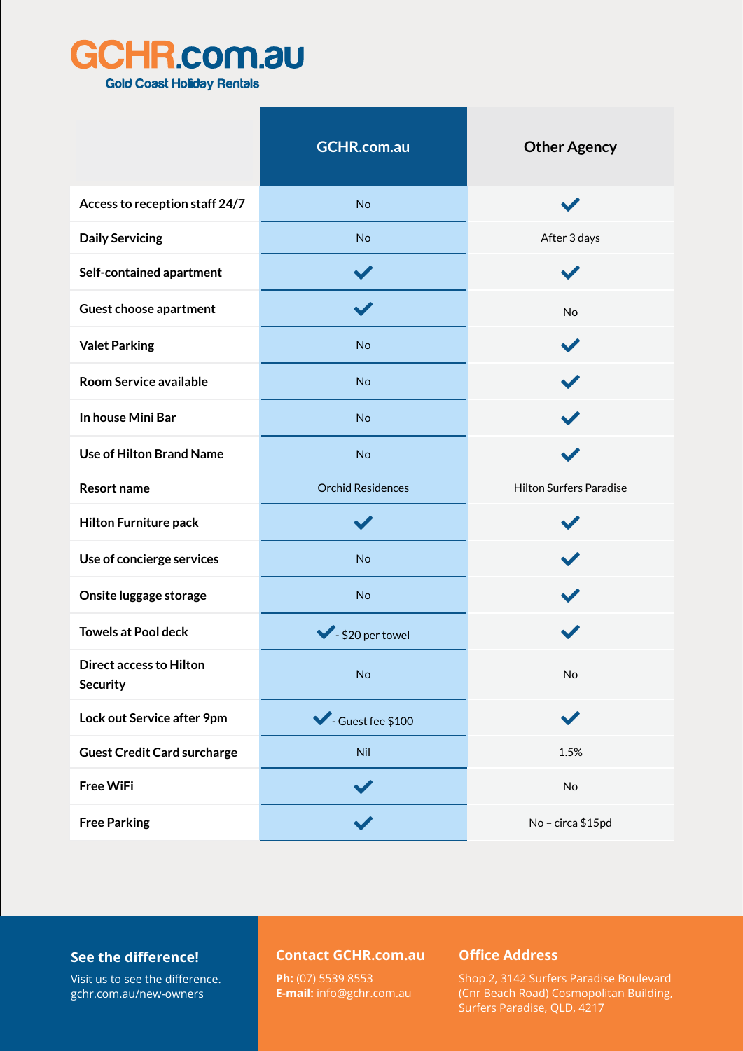# GCHR.com.au

Gold Coast Holiday Rentals

| | GCHR.com.au | Other Agency |
|---|---|---|
| Access to reception staff 24/7 | No | ✓ |
| Daily Servicing | No | After 3 days |
| Self-contained apartment | ✓ | ✓ |
| Guest choose apartment | ✓ | No |
| Valet Parking | No | ✓ |
| Room Service available | No | ✓ |
| In house Mini Bar | No | ✓ |
| Use of Hilton Brand Name | No | ✓ |
| Resort name | Orchid Residences | Hilton Surfers Paradise |
| Hilton Furniture pack | ✓ | ✓ |
| Use of concierge services | No | ✓ |
| Onsite luggage storage | No | ✓ |
| Towels at Pool deck | ✓ - $20 per towel | ✓ |
| Direct access to Hilton Security | No | No |
| Lock out Service after 9pm | ✓ - Guest fee $100 | ✓ |
| Guest Credit Card surcharge | Nil | 1.5% |
| Free WiFi | ✓ | No |
| Free Parking | ✓ | No – circa $15pd |

## See the difference!

Visit us to see the difference.
gchr.com.au/new-owners

## Contact GCHR.com.au

**Ph:** (07) 5539 8553
**E-mail:** info@gchr.com.au

## Office Address

Shop 2, 3142 Surfers Paradise Boulevard (Cnr Beach Road) Cosmopolitan Building, Surfers Paradise, QLD, 4217